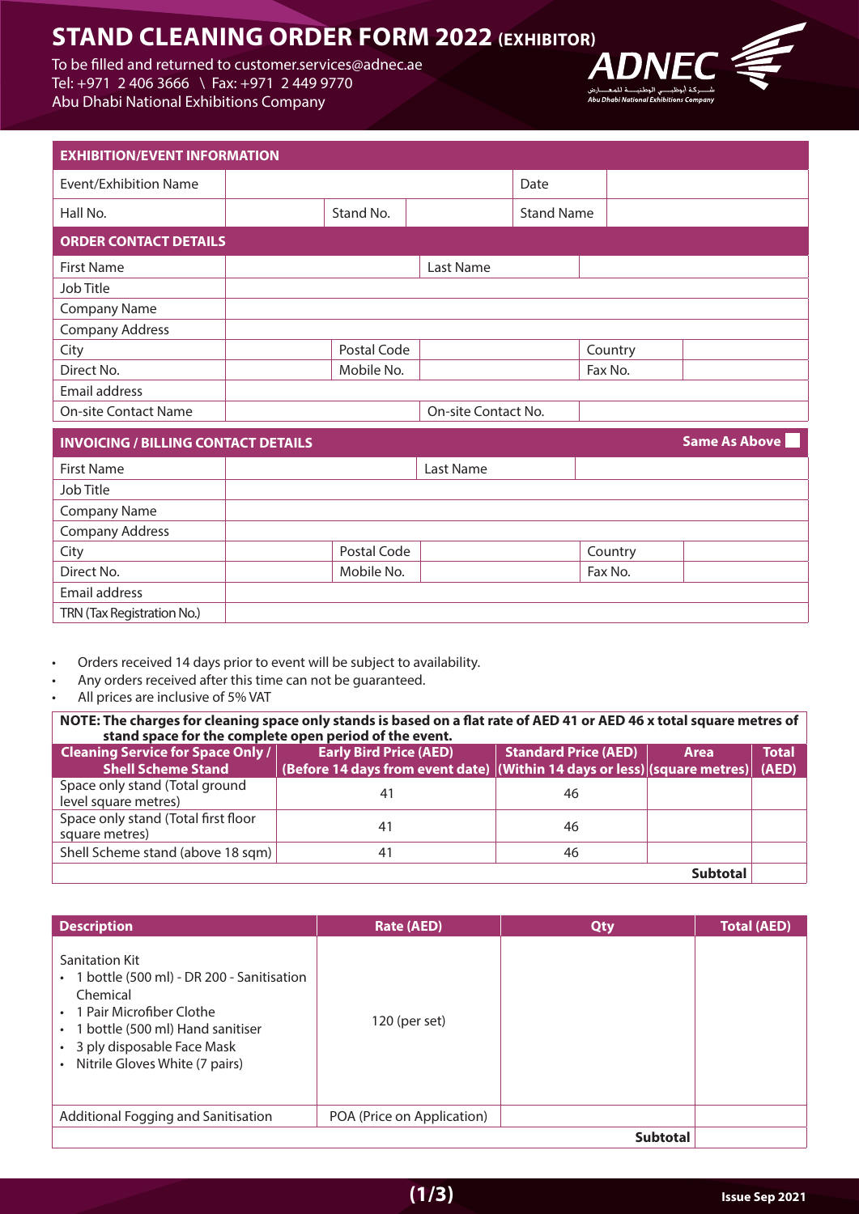# STAND CLEANING ORDER FORM 2022 (EXHIBITOR)

To be filled and returned to customer.services@adnec.ae
Tel: +971 2 406 3666 \ Fax: +971 2 449 9770
Abu Dhabi National Exhibitions Company

ADNEC
شـــركة أبوظبـــي الوطنيـــة للمعـــارض
Abu Dhabi National Exhibitions Company

## EXHIBITION/EVENT INFORMATION

| | | | | | |
|---|---|---|---|---|---|
| Event/Exhibition Name | | | | Date | |
| Hall No. | | Stand No. | | Stand Name | |

## ORDER CONTACT DETAILS

| | | | | | |
|---|---|---|---|---|---|
| First Name | | Last Name | | | |
| Job Title | | | | | |
| Company Name | | | | | |
| Company Address | | | | | |
| City | | Postal Code | | Country | |
| Direct No. | | Mobile No. | | Fax No. | |
| Email address | | | | | |
| On-site Contact Name | | On-site Contact No. | | | |

## INVOICING / BILLING CONTACT DETAILS

Same As Above ☐

| | | | | | |
|---|---|---|---|---|---|
| First Name | | Last Name | | | |
| Job Title | | | | | |
| Company Name | | | | | |
| Company Address | | | | | |
| City | | Postal Code | | Country | |
| Direct No. | | Mobile No. | | Fax No. | |
| Email address | | | | | |
| TRN (Tax Registration No.) | | | | | |

- Orders received 14 days prior to event will be subject to availability.
- Any orders received after this time can not be guaranteed.
- All prices are inclusive of 5% VAT

**NOTE: The charges for cleaning space only stands is based on a flat rate of AED 41 or AED 46 x total square metres of stand space for the complete open period of the event.**

| Cleaning Service for Space Only / Shell Scheme Stand | Early Bird Price (AED) (Before 14 days from event date) | Standard Price (AED) (Within 14 days or less) | Area (square metres) | Total (AED) |
|---|---|---|---|---|
| Space only stand (Total ground level square metres) | 41 | 46 | | |
| Space only stand (Total first floor square metres) | 41 | 46 | | |
| Shell Scheme stand (above 18 sqm) | 41 | 46 | | |
| | | | **Subtotal** | |

| Description | Rate (AED) | Qty | Total (AED) |
|---|---|---|---|
| Sanitation Kit<br>• 1 bottle (500 ml) - DR 200 - Sanitisation Chemical<br>• 1 Pair Microfiber Clothe<br>• 1 bottle (500 ml) Hand sanitiser<br>• 3 ply disposable Face Mask<br>• Nitrile Gloves White (7 pairs) | 120 (per set) | | |
| Additional Fogging and Sanitisation | POA (Price on Application) | | |
| | | **Subtotal** | |

Issue Sep 2021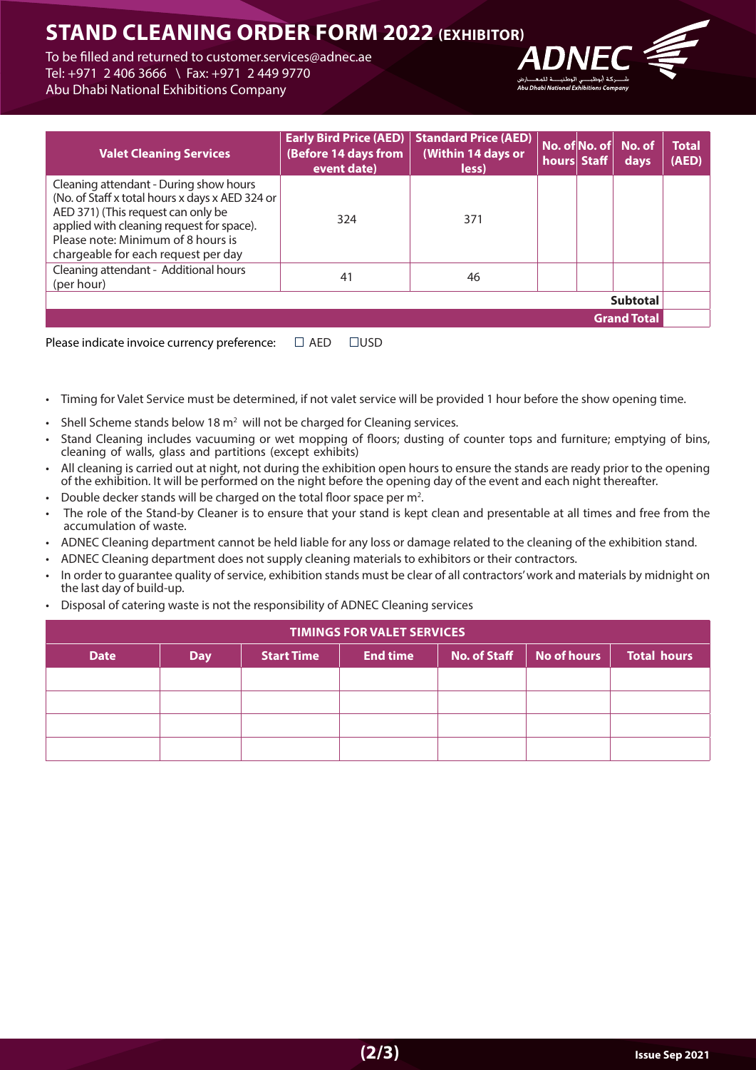# STAND CLEANING ORDER FORM 2022 (EXHIBITOR)

To be filled and returned to customer.services@adnec.ae
Tel: +971 2 406 3666 \ Fax: +971 2 449 9770
Abu Dhabi National Exhibitions Company

| Valet Cleaning Services | Early Bird Price (AED) (Before 14 days from event date) | Standard Price (AED) (Within 14 days or less) | No. of hours | No. of Staff | No. of days | Total (AED) |
|---|---|---|---|---|---|---|
| Cleaning attendant - During show hours (No. of Staff x total hours x days x AED 324 or AED 371) (This request can only be applied with cleaning request for space). Please note: Minimum of 8 hours is chargeable for each request per day | 324 | 371 | | | | |
| Cleaning attendant - Additional hours (per hour) | 41 | 46 | | | | |
| | | | | | **Subtotal** | |
| | | | | | **Grand Total** | |

Please indicate invoice currency preference: ☐ AED ☐USD

- Timing for Valet Service must be determined, if not valet service will be provided 1 hour before the show opening time.
- Shell Scheme stands below 18 $m^2$ will not be charged for Cleaning services.
- Stand Cleaning includes vacuuming or wet mopping of floors; dusting of counter tops and furniture; emptying of bins, cleaning of walls, glass and partitions (except exhibits)
- All cleaning is carried out at night, not during the exhibition open hours to ensure the stands are ready prior to the opening of the exhibition. It will be performed on the night before the opening day of the event and each night thereafter.
- Double decker stands will be charged on the total floor space per $m^2$.
- The role of the Stand-by Cleaner is to ensure that your stand is kept clean and presentable at all times and free from the accumulation of waste.
- ADNEC Cleaning department cannot be held liable for any loss or damage related to the cleaning of the exhibition stand.
- ADNEC Cleaning department does not supply cleaning materials to exhibitors or their contractors.
- In order to guarantee quality of service, exhibition stands must be clear of all contractors' work and materials by midnight on the last day of build-up.
- Disposal of catering waste is not the responsibility of ADNEC Cleaning services

**TIMINGS FOR VALET SERVICES**

| Date | Day | Start Time | End time | No. of Staff | No of hours | Total hours |
|---|---|---|---|---|---|---|
| | | | | | | |
| | | | | | | |
| | | | | | | |
| | | | | | | |

Issue Sep 2021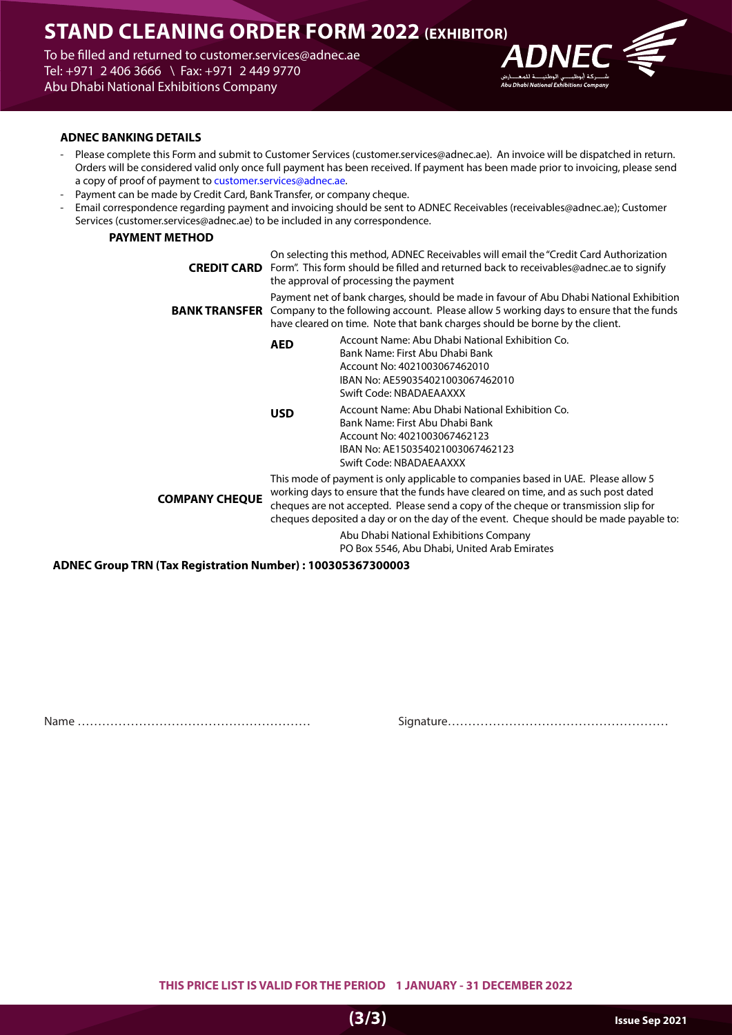# STAND CLEANING ORDER FORM 2022 (EXHIBITOR)

To be filled and returned to customer.services@adnec.ae
Tel: +971 2 406 3666 \ Fax: +971 2 449 9770
Abu Dhabi National Exhibitions Company

## ADNEC BANKING DETAILS

- Please complete this Form and submit to Customer Services (customer.services@adnec.ae). An invoice will be dispatched in return. Orders will be considered valid only once full payment has been received. If payment has been made prior to invoicing, please send a copy of proof of payment to customer.services@adnec.ae.
- Payment can be made by Credit Card, Bank Transfer, or company cheque.
- Email correspondence regarding payment and invoicing should be sent to ADNEC Receivables (receivables@adnec.ae); Customer Services (customer.services@adnec.ae) to be included in any correspondence.

### PAYMENT METHOD

**CREDIT CARD** On selecting this method, ADNEC Receivables will email the "Credit Card Authorization Form". This form should be filled and returned back to receivables@adnec.ae to signify the approval of processing the payment

**BANK TRANSFER** Payment net of bank charges, should be made in favour of Abu Dhabi National Exhibition Company to the following account. Please allow 5 working days to ensure that the funds have cleared on time. Note that bank charges should be borne by the client.

**AED**
Account Name: Abu Dhabi National Exhibition Co.
Bank Name: First Abu Dhabi Bank
Account No: 4021003067462010
IBAN No: AE590354021003067462010
Swift Code: NBADAEAAXXX

**USD**
Account Name: Abu Dhabi National Exhibition Co.
Bank Name: First Abu Dhabi Bank
Account No: 4021003067462123
IBAN No: AE150354021003067462123
Swift Code: NBADAEAAXXX

**COMPANY CHEQUE** This mode of payment is only applicable to companies based in UAE. Please allow 5 working days to ensure that the funds have cleared on time, and as such post dated cheques are not accepted. Please send a copy of the cheque or transmission slip for cheques deposited a day or on the day of the event. Cheque should be made payable to:

Abu Dhabi National Exhibitions Company
PO Box 5546, Abu Dhabi, United Arab Emirates

**ADNEC Group TRN (Tax Registration Number) : 100305367300003**

Name ........................................................ Signature.....................................................

**THIS PRICE LIST IS VALID FOR THE PERIOD 1 JANUARY - 31 DECEMBER 2022**

Issue Sep 2021